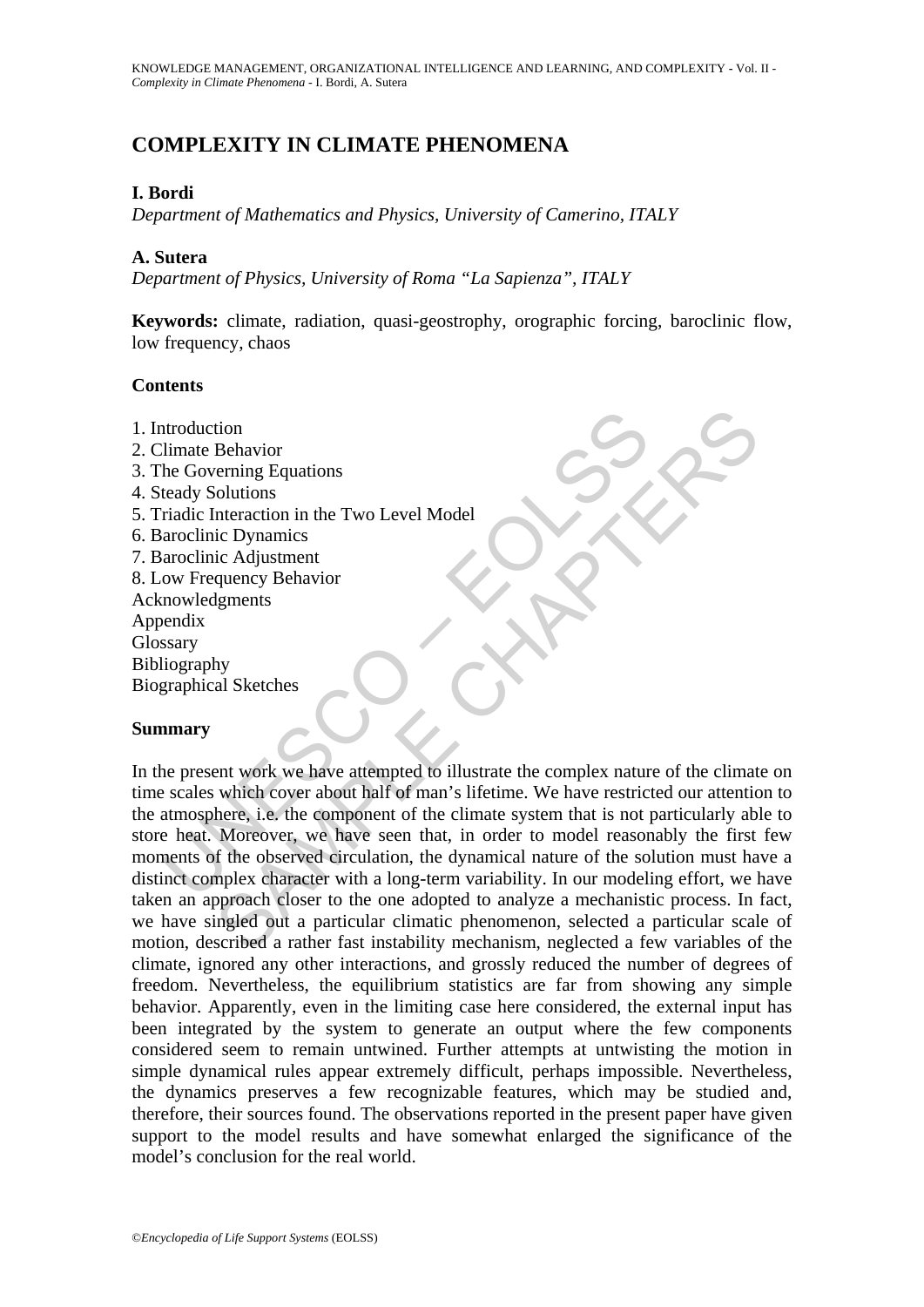# COMPLEXITY IN CLIMATE PHENOMENA

**I. Bordi**

*Department of Mathematics and Physics, University of Camerino, ITALY*

**A. Sutera**

*Department of Physics, University of Roma "La Sapienza", ITALY*

**Keywords:** climate, radiation, quasi-geostrophy, orographic forcing, baroclinic flow, low frequency, chaos

**Contents**

1. Introduction
2. Climate Behavior
3. The Governing Equations
4. Steady Solutions
5. Triadic Interaction in the Two Level Model
6. Baroclinic Dynamics
7. Baroclinic Adjustment
8. Low Frequency Behavior

Acknowledgments
Appendix
Glossary
Bibliography
Biographical Sketches

**Summary**

In the present work we have attempted to illustrate the complex nature of the climate on time scales which cover about half of man's lifetime. We have restricted our attention to the atmosphere, i.e. the component of the climate system that is not particularly able to store heat. Moreover, we have seen that, in order to model reasonably the first few moments of the observed circulation, the dynamical nature of the solution must have a distinct complex character with a long-term variability. In our modeling effort, we have taken an approach closer to the one adopted to analyze a mechanistic process. In fact, we have singled out a particular climatic phenomenon, selected a particular scale of motion, described a rather fast instability mechanism, neglected a few variables of the climate, ignored any other interactions, and grossly reduced the number of degrees of freedom. Nevertheless, the equilibrium statistics are far from showing any simple behavior. Apparently, even in the limiting case here considered, the external input has been integrated by the system to generate an output where the few components considered seem to remain untwined. Further attempts at untwisting the motion in simple dynamical rules appear extremely difficult, perhaps impossible. Nevertheless, the dynamics preserves a few recognizable features, which may be studied and, therefore, their sources found. The observations reported in the present paper have given support to the model results and have somewhat enlarged the significance of the model's conclusion for the real world.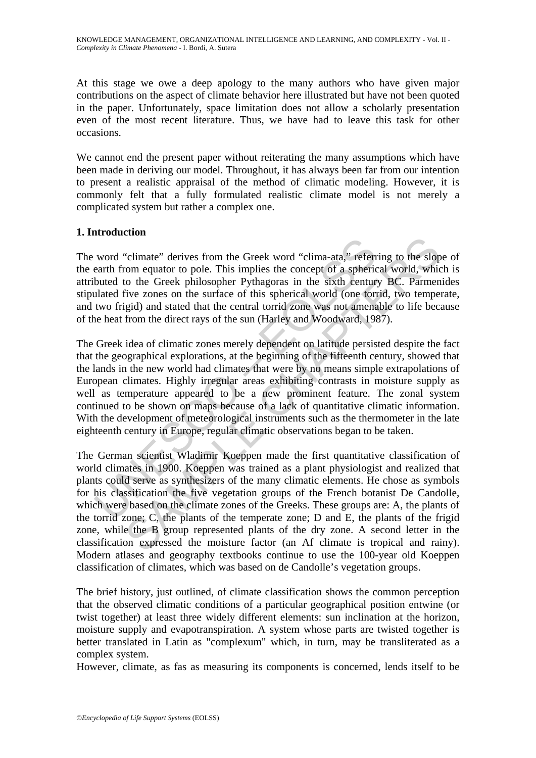At this stage we owe a deep apology to the many authors who have given major contributions on the aspect of climate behavior here illustrated but have not been quoted in the paper. Unfortunately, space limitation does not allow a scholarly presentation even of the most recent literature. Thus, we have had to leave this task for other occasions.

We cannot end the present paper without reiterating the many assumptions which have been made in deriving our model. Throughout, it has always been far from our intention to present a realistic appraisal of the method of climatic modeling. However, it is commonly felt that a fully formulated realistic climate model is not merely a complicated system but rather a complex one.

## 1. Introduction

The word "climate" derives from the Greek word "clima-ata," referring to the slope of the earth from equator to pole. This implies the concept of a spherical world, which is attributed to the Greek philosopher Pythagoras in the sixth century BC. Parmenides stipulated five zones on the surface of this spherical world (one torrid, two temperate, and two frigid) and stated that the central torrid zone was not amenable to life because of the heat from the direct rays of the sun (Harley and Woodward, 1987).

The Greek idea of climatic zones merely dependent on latitude persisted despite the fact that the geographical explorations, at the beginning of the fifteenth century, showed that the lands in the new world had climates that were by no means simple extrapolations of European climates. Highly irregular areas exhibiting contrasts in moisture supply as well as temperature appeared to be a new prominent feature. The zonal system continued to be shown on maps because of a lack of quantitative climatic information. With the development of meteorological instruments such as the thermometer in the late eighteenth century in Europe, regular climatic observations began to be taken.

The German scientist Wladimir Koeppen made the first quantitative classification of world climates in 1900. Koeppen was trained as a plant physiologist and realized that plants could serve as synthesizers of the many climatic elements. He chose as symbols for his classification the five vegetation groups of the French botanist De Candolle, which were based on the climate zones of the Greeks. These groups are: A, the plants of the torrid zone; C, the plants of the temperate zone; D and E, the plants of the frigid zone, while the B group represented plants of the dry zone. A second letter in the classification expressed the moisture factor (an Af climate is tropical and rainy). Modern atlases and geography textbooks continue to use the 100-year old Koeppen classification of climates, which was based on de Candolle's vegetation groups.

The brief history, just outlined, of climate classification shows the common perception that the observed climatic conditions of a particular geographical position entwine (or twist together) at least three widely different elements: sun inclination at the horizon, moisture supply and evapotranspiration. A system whose parts are twisted together is better translated in Latin as "complexum" which, in turn, may be transliterated as a complex system.

However, climate, as fas as measuring its components is concerned, lends itself to be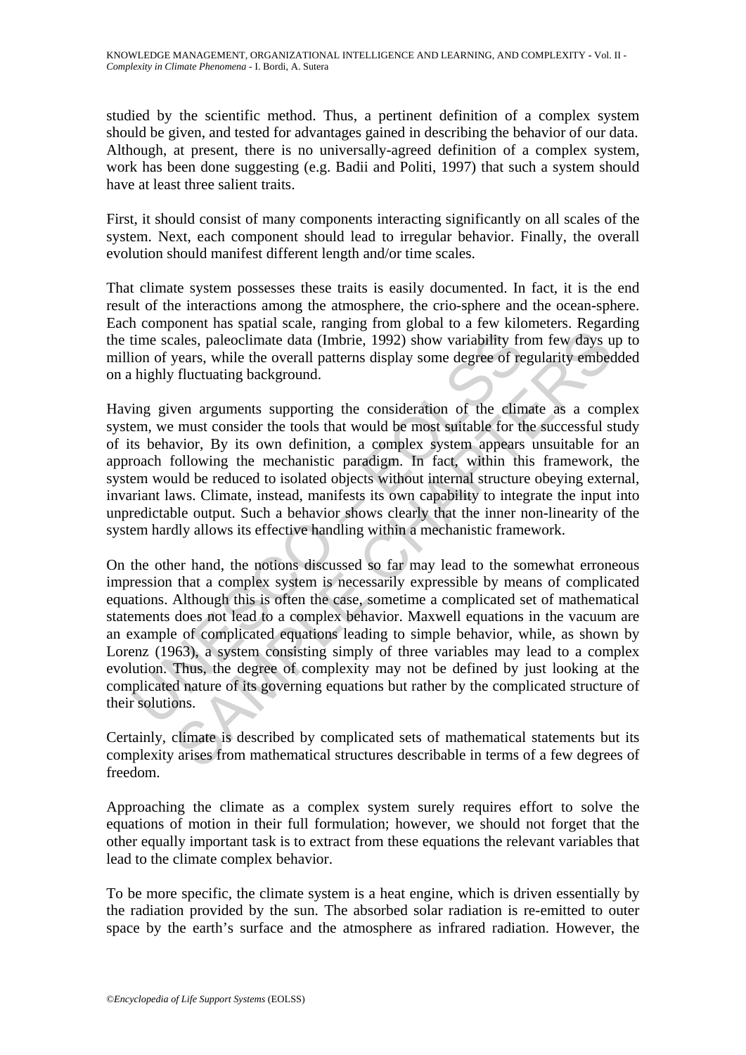studied by the scientific method. Thus, a pertinent definition of a complex system should be given, and tested for advantages gained in describing the behavior of our data. Although, at present, there is no universally-agreed definition of a complex system, work has been done suggesting (e.g. Badii and Politi, 1997) that such a system should have at least three salient traits.

First, it should consist of many components interacting significantly on all scales of the system. Next, each component should lead to irregular behavior. Finally, the overall evolution should manifest different length and/or time scales.

That climate system possesses these traits is easily documented. In fact, it is the end result of the interactions among the atmosphere, the crio-sphere and the ocean-sphere. Each component has spatial scale, ranging from global to a few kilometers. Regarding the time scales, paleoclimate data (Imbrie, 1992) show variability from few days up to million of years, while the overall patterns display some degree of regularity embedded on a highly fluctuating background.

Having given arguments supporting the consideration of the climate as a complex system, we must consider the tools that would be most suitable for the successful study of its behavior, By its own definition, a complex system appears unsuitable for an approach following the mechanistic paradigm. In fact, within this framework, the system would be reduced to isolated objects without internal structure obeying external, invariant laws. Climate, instead, manifests its own capability to integrate the input into unpredictable output. Such a behavior shows clearly that the inner non-linearity of the system hardly allows its effective handling within a mechanistic framework.

On the other hand, the notions discussed so far may lead to the somewhat erroneous impression that a complex system is necessarily expressible by means of complicated equations. Although this is often the case, sometime a complicated set of mathematical statements does not lead to a complex behavior. Maxwell equations in the vacuum are an example of complicated equations leading to simple behavior, while, as shown by Lorenz (1963), a system consisting simply of three variables may lead to a complex evolution. Thus, the degree of complexity may not be defined by just looking at the complicated nature of its governing equations but rather by the complicated structure of their solutions.

Certainly, climate is described by complicated sets of mathematical statements but its complexity arises from mathematical structures describable in terms of a few degrees of freedom.

Approaching the climate as a complex system surely requires effort to solve the equations of motion in their full formulation; however, we should not forget that the other equally important task is to extract from these equations the relevant variables that lead to the climate complex behavior.

To be more specific, the climate system is a heat engine, which is driven essentially by the radiation provided by the sun. The absorbed solar radiation is re-emitted to outer space by the earth's surface and the atmosphere as infrared radiation. However, the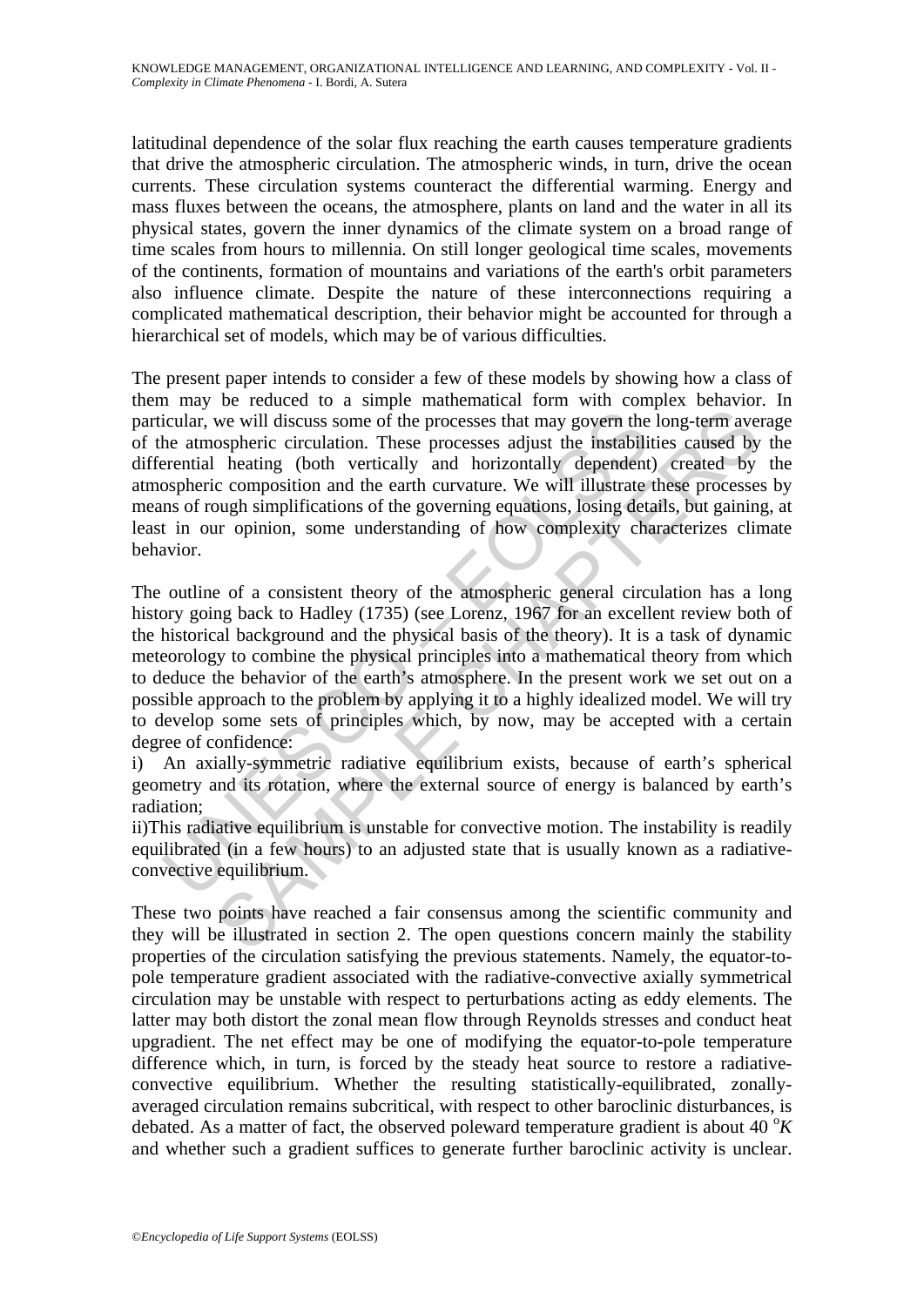latitudinal dependence of the solar flux reaching the earth causes temperature gradients that drive the atmospheric circulation. The atmospheric winds, in turn, drive the ocean currents. These circulation systems counteract the differential warming. Energy and mass fluxes between the oceans, the atmosphere, plants on land and the water in all its physical states, govern the inner dynamics of the climate system on a broad range of time scales from hours to millennia. On still longer geological time scales, movements of the continents, formation of mountains and variations of the earth's orbit parameters also influence climate. Despite the nature of these interconnections requiring a complicated mathematical description, their behavior might be accounted for through a hierarchical set of models, which may be of various difficulties.

The present paper intends to consider a few of these models by showing how a class of them may be reduced to a simple mathematical form with complex behavior. In particular, we will discuss some of the processes that may govern the long-term average of the atmospheric circulation. These processes adjust the instabilities caused by the differential heating (both vertically and horizontally dependent) created by the atmospheric composition and the earth curvature. We will illustrate these processes by means of rough simplifications of the governing equations, losing details, but gaining, at least in our opinion, some understanding of how complexity characterizes climate behavior.

The outline of a consistent theory of the atmospheric general circulation has a long history going back to Hadley (1735) (see Lorenz, 1967 for an excellent review both of the historical background and the physical basis of the theory). It is a task of dynamic meteorology to combine the physical principles into a mathematical theory from which to deduce the behavior of the earth's atmosphere. In the present work we set out on a possible approach to the problem by applying it to a highly idealized model. We will try to develop some sets of principles which, by now, may be accepted with a certain degree of confidence:

i) An axially-symmetric radiative equilibrium exists, because of earth's spherical geometry and its rotation, where the external source of energy is balanced by earth's radiation;

ii) This radiative equilibrium is unstable for convective motion. The instability is readily equilibrated (in a few hours) to an adjusted state that is usually known as a radiative-convective equilibrium.

These two points have reached a fair consensus among the scientific community and they will be illustrated in section 2. The open questions concern mainly the stability properties of the circulation satisfying the previous statements. Namely, the equator-to-pole temperature gradient associated with the radiative-convective axially symmetrical circulation may be unstable with respect to perturbations acting as eddy elements. The latter may both distort the zonal mean flow through Reynolds stresses and conduct heat upgradient. The net effect may be one of modifying the equator-to-pole temperature difference which, in turn, is forced by the steady heat source to restore a radiative-convective equilibrium. Whether the resulting statistically-equilibrated, zonally-averaged circulation remains subcritical, with respect to other baroclinic disturbances, is debated. As a matter of fact, the observed poleward temperature gradient is about 40 $^{o}K$ and whether such a gradient suffices to generate further baroclinic activity is unclear.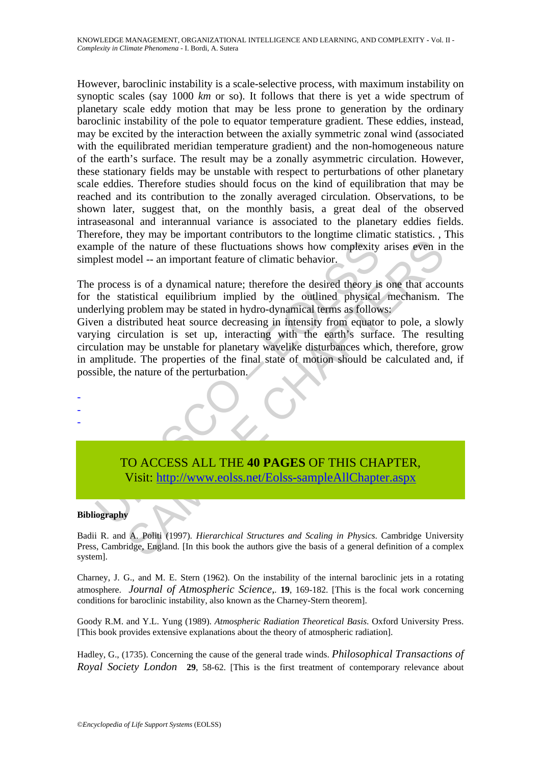However, baroclinic instability is a scale-selective process, with maximum instability on synoptic scales (say 1000 *km* or so). It follows that there is yet a wide spectrum of planetary scale eddy motion that may be less prone to generation by the ordinary baroclinic instability of the pole to equator temperature gradient. These eddies, instead, may be excited by the interaction between the axially symmetric zonal wind (associated with the equilibrated meridian temperature gradient) and the non-homogeneous nature of the earth's surface. The result may be a zonally asymmetric circulation. However, these stationary fields may be unstable with respect to perturbations of other planetary scale eddies. Therefore studies should focus on the kind of equilibration that may be reached and its contribution to the zonally averaged circulation. Observations, to be shown later, suggest that, on the monthly basis, a great deal of the observed intraseasonal and interannual variance is associated to the planetary eddies fields. Therefore, they may be important contributors to the longtime climatic statistics. , This example of the nature of these fluctuations shows how complexity arises even in the simplest model -- an important feature of climatic behavior.

The process is of a dynamical nature; therefore the desired theory is one that accounts for the statistical equilibrium implied by the outlined physical mechanism. The underlying problem may be stated in hydro-dynamical terms as follows:

Given a distributed heat source decreasing in intensity from equator to pole, a slowly varying circulation is set up, interacting with the earth's surface. The resulting circulation may be unstable for planetary wavelike disturbances which, therefore, grow in amplitude. The properties of the final state of motion should be calculated and, if possible, the nature of the perturbation.

-
-
-

TO ACCESS ALL THE **40 PAGES** OF THIS CHAPTER,
Visit: http://www.eolss.net/Eolss-sampleAllChapter.aspx

**Bibliography**

Badii R. and A. Politi (1997). *Hierarchical Structures and Scaling in Physics*. Cambridge University Press, Cambridge, England. [In this book the authors give the basis of a general definition of a complex system].

Charney, J. G., and M. E. Stern (1962). On the instability of the internal baroclinic jets in a rotating atmosphere. *Journal of Atmospheric Science*,. **19**, 169-182. [This is the focal work concerning conditions for baroclinic instability, also known as the Charney-Stern theorem].

Goody R.M. and Y.L. Yung (1989). *Atmospheric Radiation Theoretical Basis*. Oxford University Press. [This book provides extensive explanations about the theory of atmospheric radiation].

Hadley, G., (1735). Concerning the cause of the general trade winds. *Philosophical Transactions of Royal Society London* **29**, 58-62. [This is the first treatment of contemporary relevance about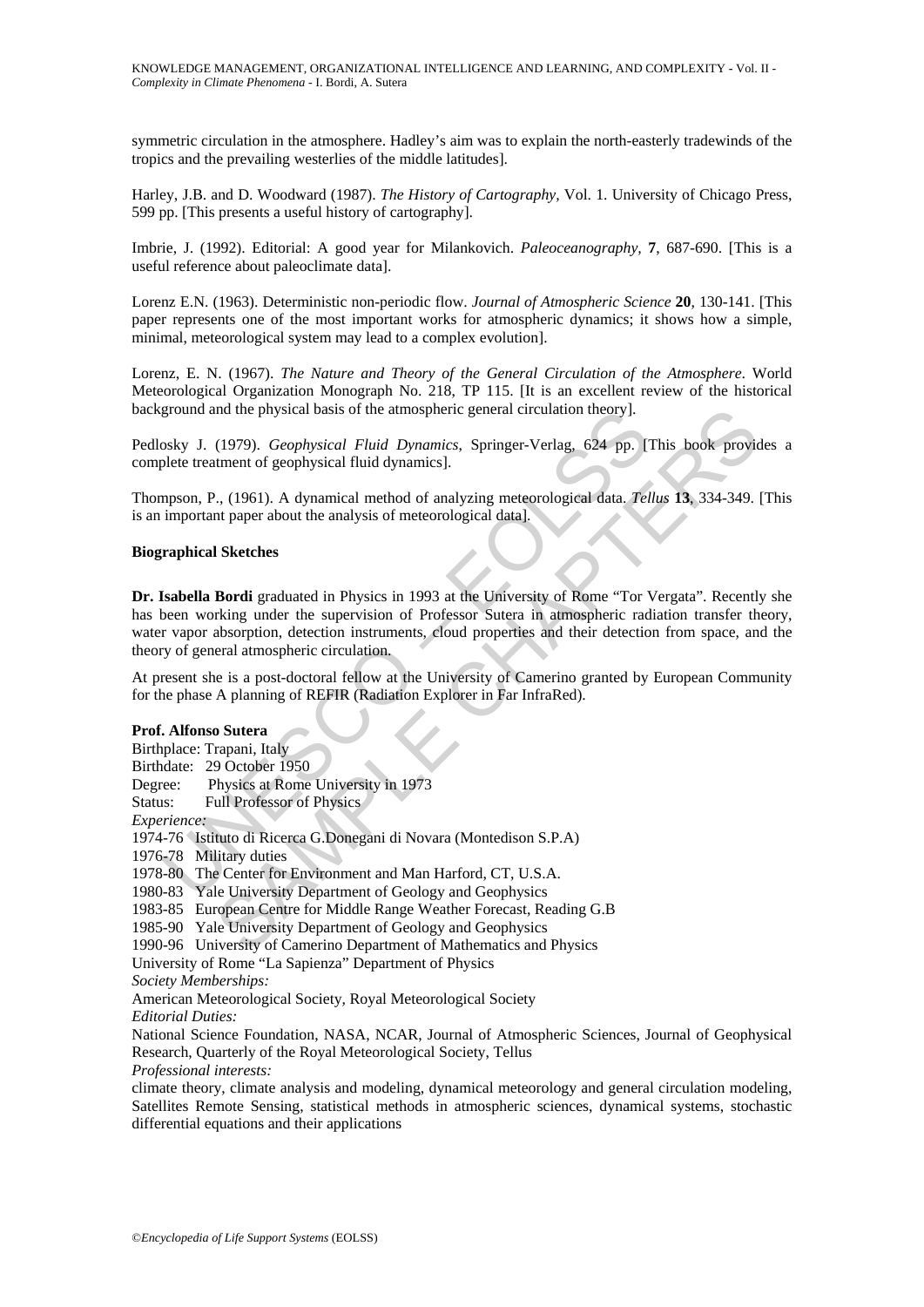symmetric circulation in the atmosphere. Hadley's aim was to explain the north-easterly tradewinds of the tropics and the prevailing westerlies of the middle latitudes].

Harley, J.B. and D. Woodward (1987). *The History of Cartography*, Vol. 1. University of Chicago Press, 599 pp. [This presents a useful history of cartography].

Imbrie, J. (1992). Editorial: A good year for Milankovich. *Paleoceanography*, **7**, 687-690. [This is a useful reference about paleoclimate data].

Lorenz E.N. (1963). Deterministic non-periodic flow. *Journal of Atmospheric Science* **20**, 130-141. [This paper represents one of the most important works for atmospheric dynamics; it shows how a simple, minimal, meteorological system may lead to a complex evolution].

Lorenz, E. N. (1967). *The Nature and Theory of the General Circulation of the Atmosphere*. World Meteorological Organization Monograph No. 218, TP 115. [It is an excellent review of the historical background and the physical basis of the atmospheric general circulation theory].

Pedlosky J. (1979). *Geophysical Fluid Dynamics*, Springer-Verlag, 624 pp. [This book provides a complete treatment of geophysical fluid dynamics].

Thompson, P., (1961). A dynamical method of analyzing meteorological data. *Tellus* **13**, 334-349. [This is an important paper about the analysis of meteorological data].

### Biographical Sketches

**Dr. Isabella Bordi** graduated in Physics in 1993 at the University of Rome "Tor Vergata". Recently she has been working under the supervision of Professor Sutera in atmospheric radiation transfer theory, water vapor absorption, detection instruments, cloud properties and their detection from space, and the theory of general atmospheric circulation.

At present she is a post-doctoral fellow at the University of Camerino granted by European Community for the phase A planning of REFIR (Radiation Explorer in Far InfraRed).

**Prof. Alfonso Sutera**

Birthplace: Trapani, Italy
Birthdate: 29 October 1950
Degree: Physics at Rome University in 1973
Status: Full Professor of Physics

*Experience:*

1974-76 Istituto di Ricerca G.Donegani di Novara (Montedison S.P.A)
1976-78 Military duties
1978-80 The Center for Environment and Man Harford, CT, U.S.A.
1980-83 Yale University Department of Geology and Geophysics
1983-85 European Centre for Middle Range Weather Forecast, Reading G.B
1985-90 Yale University Department of Geology and Geophysics
1990-96 University of Camerino Department of Mathematics and Physics
University of Rome "La Sapienza" Department of Physics

*Society Memberships:*

American Meteorological Society, Royal Meteorological Society

*Editorial Duties:*

National Science Foundation, NASA, NCAR, Journal of Atmospheric Sciences, Journal of Geophysical Research, Quarterly of the Royal Meteorological Society, Tellus

*Professional interests:*

climate theory, climate analysis and modeling, dynamical meteorology and general circulation modeling, Satellites Remote Sensing, statistical methods in atmospheric sciences, dynamical systems, stochastic differential equations and their applications